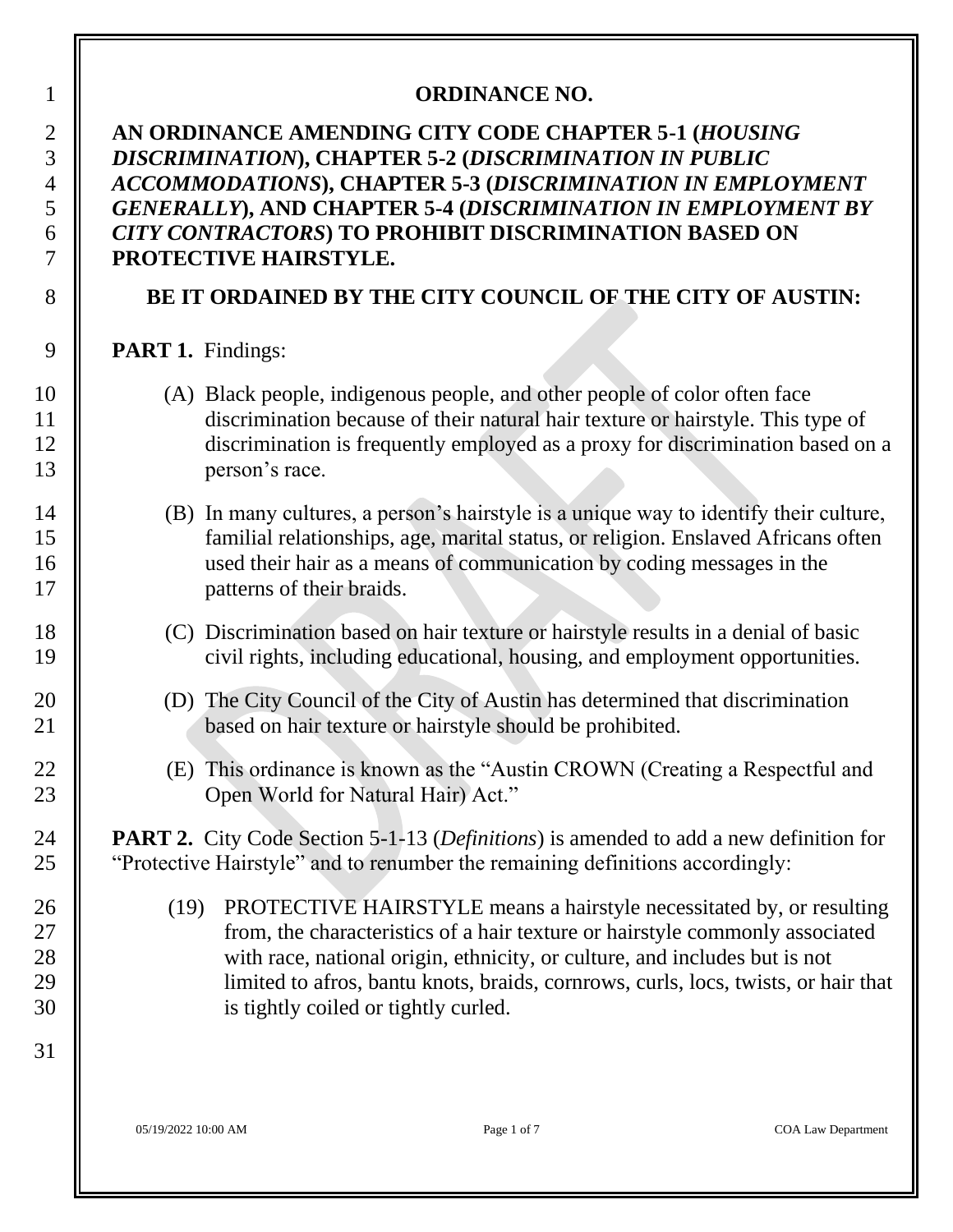# ORDINANCE NO.

**AN ORDINANCE AMENDING CITY CODE CHAPTER 5-1 (*HOUSING DISCRIMINATION*), CHAPTER 5-2 (*DISCRIMINATION IN PUBLIC ACCOMMODATIONS*), CHAPTER 5-3 (*DISCRIMINATION IN EMPLOYMENT GENERALLY*), AND CHAPTER 5-4 (*DISCRIMINATION IN EMPLOYMENT BY CITY CONTRACTORS*) TO PROHIBIT DISCRIMINATION BASED ON PROTECTIVE HAIRSTYLE.**

**BE IT ORDAINED BY THE CITY COUNCIL OF THE CITY OF AUSTIN:**

**PART 1.** Findings:

(A) Black people, indigenous people, and other people of color often face discrimination because of their natural hair texture or hairstyle. This type of discrimination is frequently employed as a proxy for discrimination based on a person's race.

(B) In many cultures, a person's hairstyle is a unique way to identify their culture, familial relationships, age, marital status, or religion. Enslaved Africans often used their hair as a means of communication by coding messages in the patterns of their braids.

(C) Discrimination based on hair texture or hairstyle results in a denial of basic civil rights, including educational, housing, and employment opportunities.

(D) The City Council of the City of Austin has determined that discrimination based on hair texture or hairstyle should be prohibited.

(E) This ordinance is known as the "Austin CROWN (Creating a Respectful and Open World for Natural Hair) Act."

**PART 2.** City Code Section 5-1-13 (*Definitions*) is amended to add a new definition for "Protective Hairstyle" and to renumber the remaining definitions accordingly:

(19) PROTECTIVE HAIRSTYLE means a hairstyle necessitated by, or resulting from, the characteristics of a hair texture or hairstyle commonly associated with race, national origin, ethnicity, or culture, and includes but is not limited to afros, bantu knots, braids, cornrows, curls, locs, twists, or hair that is tightly coiled or tightly curled.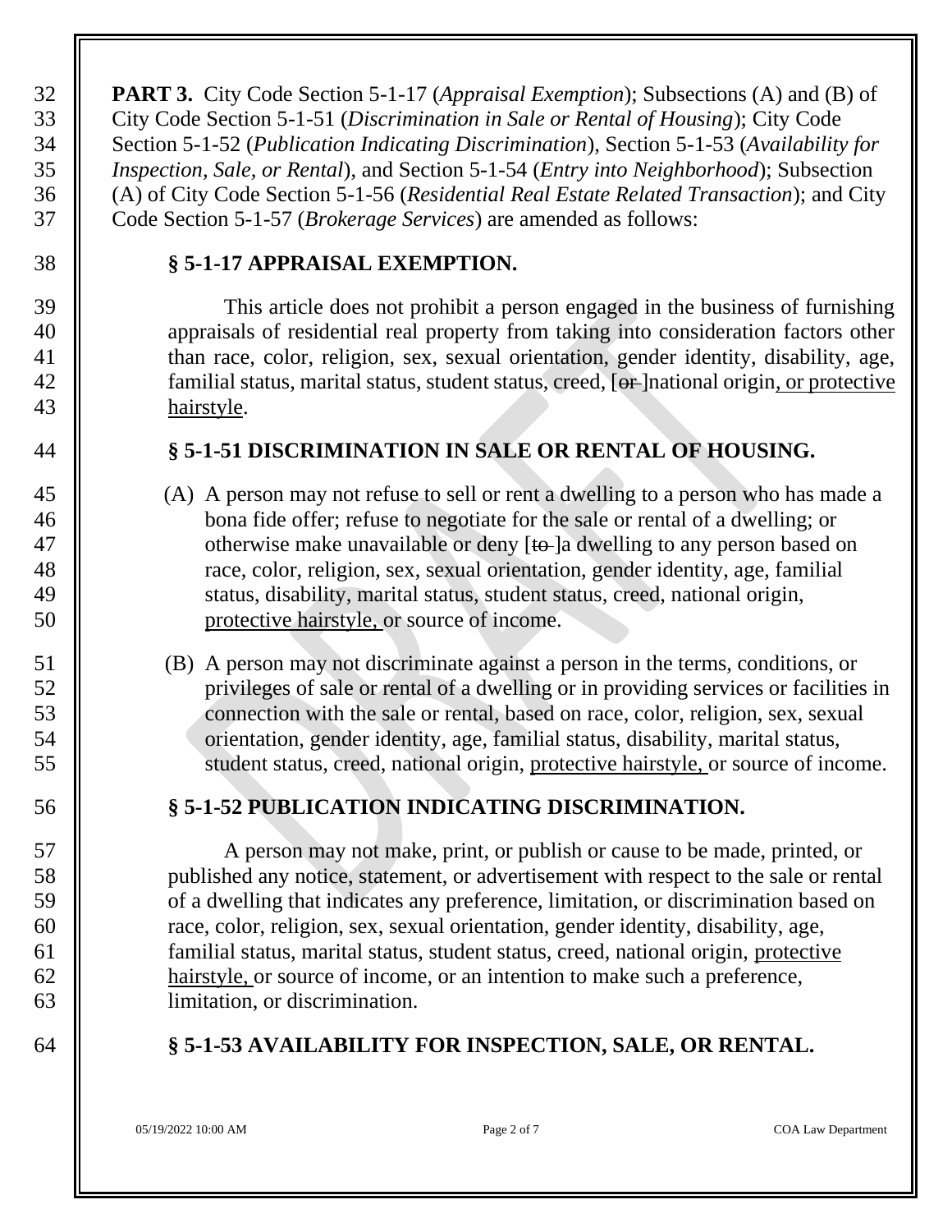**PART 3.** City Code Section 5-1-17 (*Appraisal Exemption*); Subsections (A) and (B) of City Code Section 5-1-51 (*Discrimination in Sale or Rental of Housing*); City Code Section 5-1-52 (*Publication Indicating Discrimination*), Section 5-1-53 (*Availability for Inspection, Sale, or Rental*), and Section 5-1-54 (*Entry into Neighborhood*); Subsection (A) of City Code Section 5-1-56 (*Residential Real Estate Related Transaction*); and City Code Section 5-1-57 (*Brokerage Services*) are amended as follows:

**§ 5-1-17 APPRAISAL EXEMPTION.**

This article does not prohibit a person engaged in the business of furnishing appraisals of residential real property from taking into consideration factors other than race, color, religion, sex, sexual orientation, gender identity, disability, age, familial status, marital status, student status, creed, [~~or~~ ]national origin<u>, or protective hairstyle</u>.

**§ 5-1-51 DISCRIMINATION IN SALE OR RENTAL OF HOUSING.**

(A) A person may not refuse to sell or rent a dwelling to a person who has made a bona fide offer; refuse to negotiate for the sale or rental of a dwelling; or otherwise make unavailable or deny [~~to~~ ]a dwelling to any person based on race, color, religion, sex, sexual orientation, gender identity, age, familial status, disability, marital status, student status, creed, national origin, <u>protective hairstyle,</u> or source of income.

(B) A person may not discriminate against a person in the terms, conditions, or privileges of sale or rental of a dwelling or in providing services or facilities in connection with the sale or rental, based on race, color, religion, sex, sexual orientation, gender identity, age, familial status, disability, marital status, student status, creed, national origin, <u>protective hairstyle,</u> or source of income.

**§ 5-1-52 PUBLICATION INDICATING DISCRIMINATION.**

A person may not make, print, or publish or cause to be made, printed, or published any notice, statement, or advertisement with respect to the sale or rental of a dwelling that indicates any preference, limitation, or discrimination based on race, color, religion, sex, sexual orientation, gender identity, disability, age, familial status, marital status, student status, creed, national origin, <u>protective hairstyle,</u> or source of income, or an intention to make such a preference, limitation, or discrimination.

**§ 5-1-53 AVAILABILITY FOR INSPECTION, SALE, OR RENTAL.**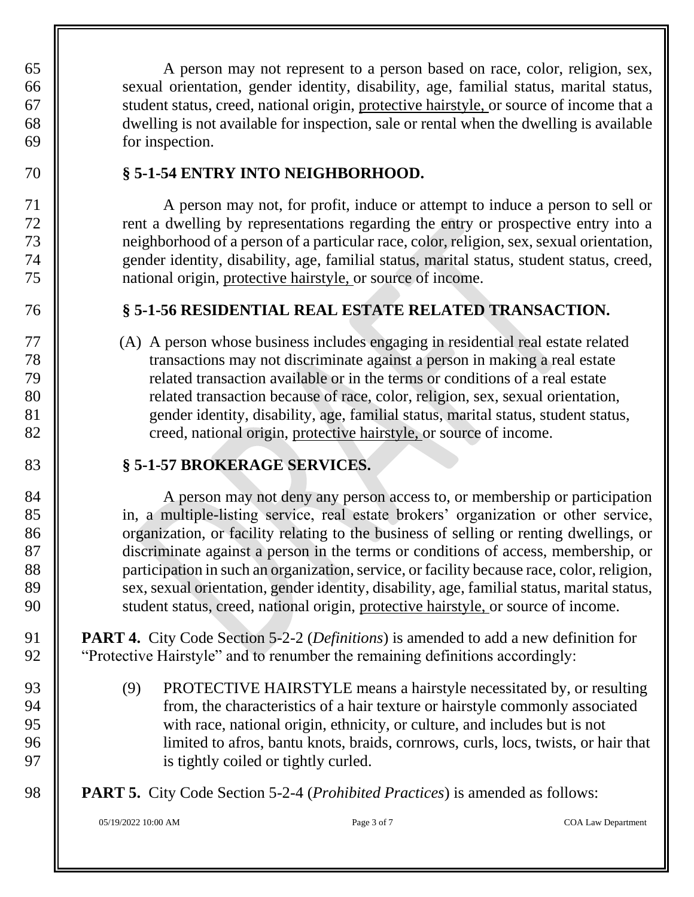A person may not represent to a person based on race, color, religion, sex, sexual orientation, gender identity, disability, age, familial status, marital status, student status, creed, national origin, <u>protective hairstyle,</u> or source of income that a dwelling is not available for inspection, sale or rental when the dwelling is available for inspection.

**§ 5-1-54 ENTRY INTO NEIGHBORHOOD.**

A person may not, for profit, induce or attempt to induce a person to sell or rent a dwelling by representations regarding the entry or prospective entry into a neighborhood of a person of a particular race, color, religion, sex, sexual orientation, gender identity, disability, age, familial status, marital status, student status, creed, national origin, <u>protective hairstyle,</u> or source of income.

**§ 5-1-56 RESIDENTIAL REAL ESTATE RELATED TRANSACTION.**

(A) A person whose business includes engaging in residential real estate related transactions may not discriminate against a person in making a real estate related transaction available or in the terms or conditions of a real estate related transaction because of race, color, religion, sex, sexual orientation, gender identity, disability, age, familial status, marital status, student status, creed, national origin, <u>protective hairstyle,</u> or source of income.

**§ 5-1-57 BROKERAGE SERVICES.**

A person may not deny any person access to, or membership or participation in, a multiple-listing service, real estate brokers' organization or other service, organization, or facility relating to the business of selling or renting dwellings, or discriminate against a person in the terms or conditions of access, membership, or participation in such an organization, service, or facility because race, color, religion, sex, sexual orientation, gender identity, disability, age, familial status, marital status, student status, creed, national origin, <u>protective hairstyle,</u> or source of income.

**PART 4.** City Code Section 5-2-2 (*Definitions*) is amended to add a new definition for "Protective Hairstyle" and to renumber the remaining definitions accordingly:

(9) PROTECTIVE HAIRSTYLE means a hairstyle necessitated by, or resulting from, the characteristics of a hair texture or hairstyle commonly associated with race, national origin, ethnicity, or culture, and includes but is not limited to afros, bantu knots, braids, cornrows, curls, locs, twists, or hair that is tightly coiled or tightly curled.

**PART 5.** City Code Section 5-2-4 (*Prohibited Practices*) is amended as follows: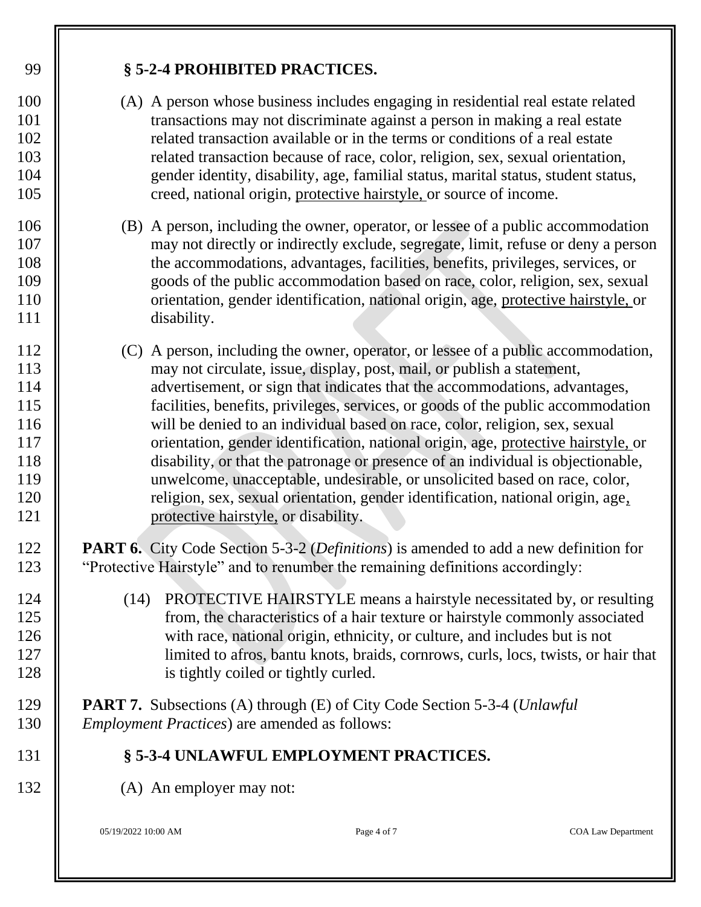### § 5-2-4 PROHIBITED PRACTICES.

(A) A person whose business includes engaging in residential real estate related transactions may not discriminate against a person in making a real estate related transaction available or in the terms or conditions of a real estate related transaction because of race, color, religion, sex, sexual orientation, gender identity, disability, age, familial status, marital status, student status, creed, national origin, <u>protective hairstyle,</u> or source of income.

(B) A person, including the owner, operator, or lessee of a public accommodation may not directly or indirectly exclude, segregate, limit, refuse or deny a person the accommodations, advantages, facilities, benefits, privileges, services, or goods of the public accommodation based on race, color, religion, sex, sexual orientation, gender identification, national origin, age, <u>protective hairstyle,</u> or disability.

(C) A person, including the owner, operator, or lessee of a public accommodation, may not circulate, issue, display, post, mail, or publish a statement, advertisement, or sign that indicates that the accommodations, advantages, facilities, benefits, privileges, services, or goods of the public accommodation will be denied to an individual based on race, color, religion, sex, sexual orientation, gender identification, national origin, age, <u>protective hairstyle,</u> or disability, or that the patronage or presence of an individual is objectionable, unwelcome, unacceptable, undesirable, or unsolicited based on race, color, religion, sex, sexual orientation, gender identification, national origin, age<u>, protective hairstyle,</u> or disability.

**PART 6.** City Code Section 5-3-2 (*Definitions*) is amended to add a new definition for "Protective Hairstyle" and to renumber the remaining definitions accordingly:

(14) PROTECTIVE HAIRSTYLE means a hairstyle necessitated by, or resulting from, the characteristics of a hair texture or hairstyle commonly associated with race, national origin, ethnicity, or culture, and includes but is not limited to afros, bantu knots, braids, cornrows, curls, locs, twists, or hair that is tightly coiled or tightly curled.

**PART 7.** Subsections (A) through (E) of City Code Section 5-3-4 (*Unlawful Employment Practices*) are amended as follows:

### § 5-3-4 UNLAWFUL EMPLOYMENT PRACTICES.

(A) An employer may not: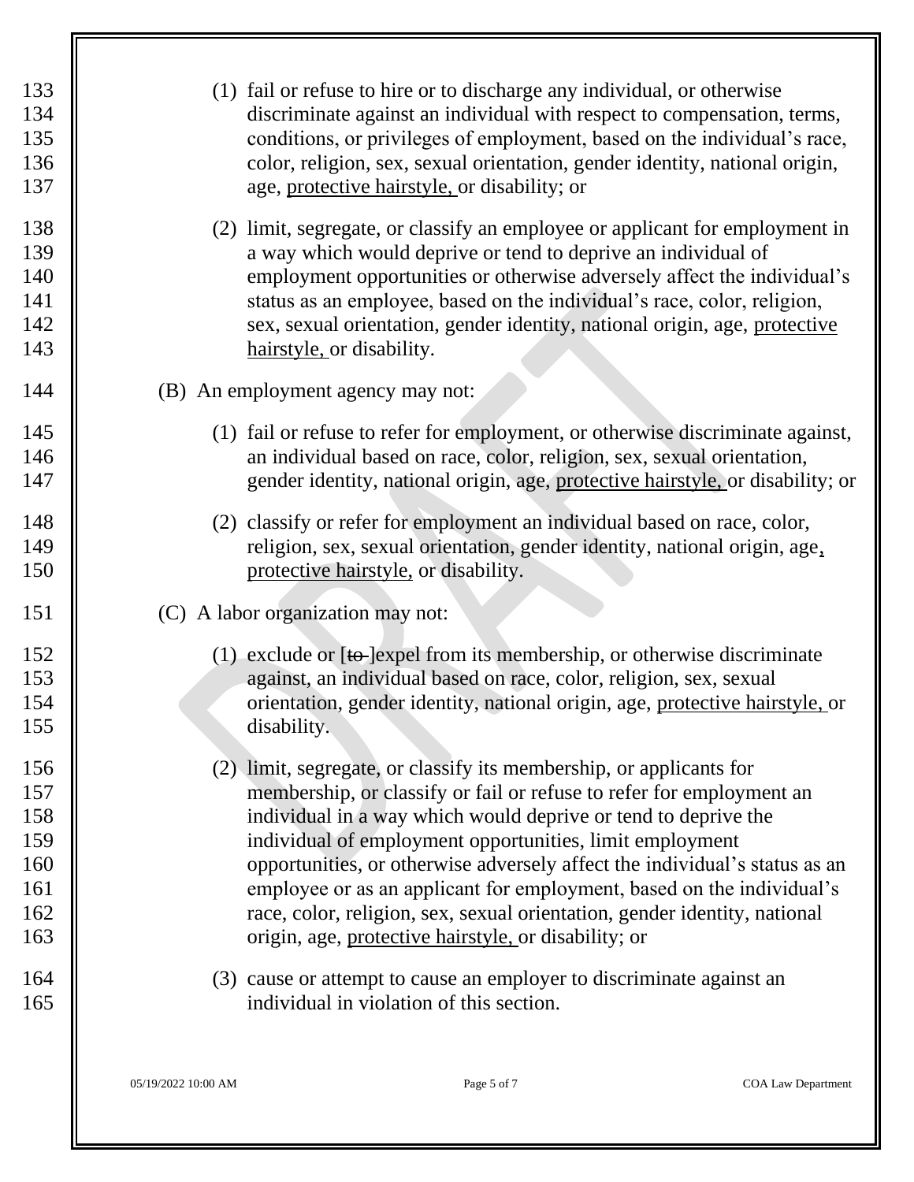(1) fail or refuse to hire or to discharge any individual, or otherwise discriminate against an individual with respect to compensation, terms, conditions, or privileges of employment, based on the individual's race, color, religion, sex, sexual orientation, gender identity, national origin, age, <u>protective hairstyle,</u> or disability; or

(2) limit, segregate, or classify an employee or applicant for employment in a way which would deprive or tend to deprive an individual of employment opportunities or otherwise adversely affect the individual's status as an employee, based on the individual's race, color, religion, sex, sexual orientation, gender identity, national origin, age, <u>protective hairstyle,</u> or disability.

(B) An employment agency may not:

(1) fail or refuse to refer for employment, or otherwise discriminate against, an individual based on race, color, religion, sex, sexual orientation, gender identity, national origin, age, <u>protective hairstyle,</u> or disability; or

(2) classify or refer for employment an individual based on race, color, religion, sex, sexual orientation, gender identity, national origin, age<u>,</u> <u>protective hairstyle,</u> or disability.

(C) A labor organization may not:

(1) exclude or [~~to~~ ]expel from its membership, or otherwise discriminate against, an individual based on race, color, religion, sex, sexual orientation, gender identity, national origin, age, <u>protective hairstyle,</u> or disability.

(2) limit, segregate, or classify its membership, or applicants for membership, or classify or fail or refuse to refer for employment an individual in a way which would deprive or tend to deprive the individual of employment opportunities, limit employment opportunities, or otherwise adversely affect the individual's status as an employee or as an applicant for employment, based on the individual's race, color, religion, sex, sexual orientation, gender identity, national origin, age, <u>protective hairstyle,</u> or disability; or

(3) cause or attempt to cause an employer to discriminate against an individual in violation of this section.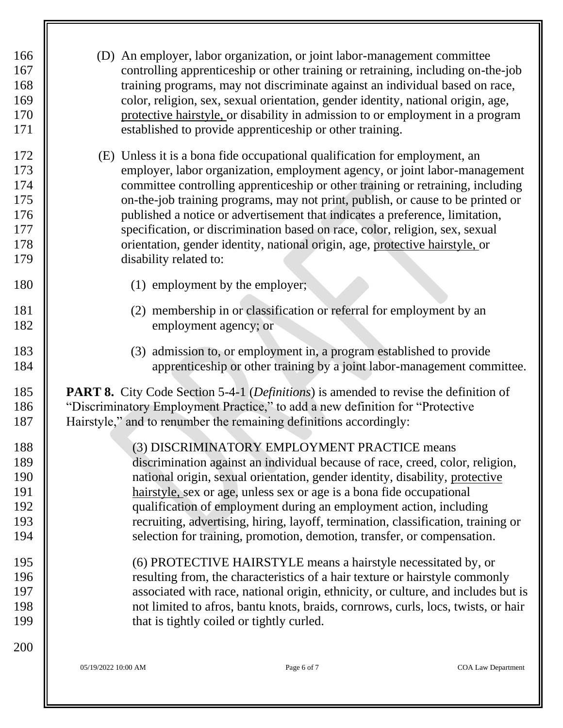(D) An employer, labor organization, or joint labor-management committee controlling apprenticeship or other training or retraining, including on-the-job training programs, may not discriminate against an individual based on race, color, religion, sex, sexual orientation, gender identity, national origin, age, <u>protective hairstyle,</u> or disability in admission to or employment in a program established to provide apprenticeship or other training.

(E) Unless it is a bona fide occupational qualification for employment, an employer, labor organization, employment agency, or joint labor-management committee controlling apprenticeship or other training or retraining, including on-the-job training programs, may not print, publish, or cause to be printed or published a notice or advertisement that indicates a preference, limitation, specification, or discrimination based on race, color, religion, sex, sexual orientation, gender identity, national origin, age, <u>protective hairstyle,</u> or disability related to:

(1) employment by the employer;

(2) membership in or classification or referral for employment by an employment agency; or

(3) admission to, or employment in, a program established to provide apprenticeship or other training by a joint labor-management committee.

**PART 8.** City Code Section 5-4-1 (*Definitions*) is amended to revise the definition of "Discriminatory Employment Practice," to add a new definition for "Protective Hairstyle," and to renumber the remaining definitions accordingly:

(3) DISCRIMINATORY EMPLOYMENT PRACTICE means discrimination against an individual because of race, creed, color, religion, national origin, sexual orientation, gender identity, disability, <u>protective hairstyle,</u> sex or age, unless sex or age is a bona fide occupational qualification of employment during an employment action, including recruiting, advertising, hiring, layoff, termination, classification, training or selection for training, promotion, demotion, transfer, or compensation.

(6) PROTECTIVE HAIRSTYLE means a hairstyle necessitated by, or resulting from, the characteristics of a hair texture or hairstyle commonly associated with race, national origin, ethnicity, or culture, and includes but is not limited to afros, bantu knots, braids, cornrows, curls, locs, twists, or hair that is tightly coiled or tightly curled.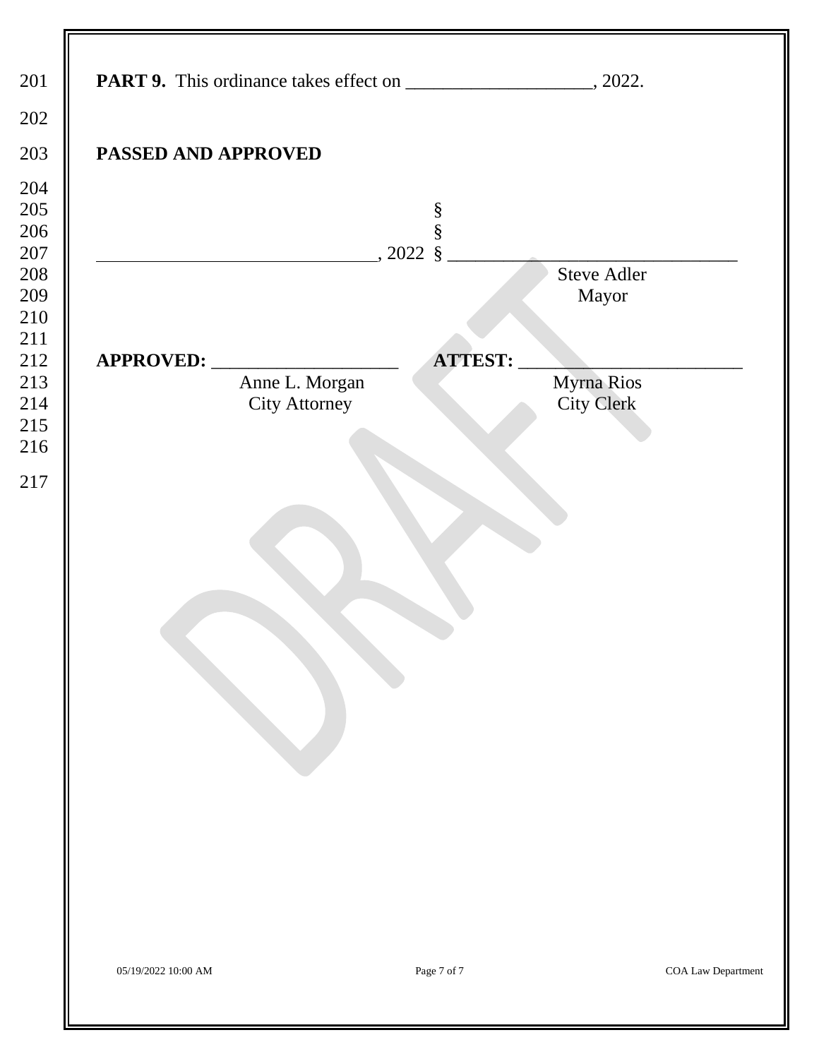**PART 9.** This ordinance takes effect on ____________________, 2022.

**PASSED AND APPROVED**

| | | |
|---|---|---|
| | § | |
| | § | |
| _______________________________, 2022 | § | ________________________________ |
| | | Steve Adler<br>Mayor |

**APPROVED:** ____________________
Anne L. Morgan
City Attorney

**ATTEST:** ________________________
Myrna Rios
City Clerk